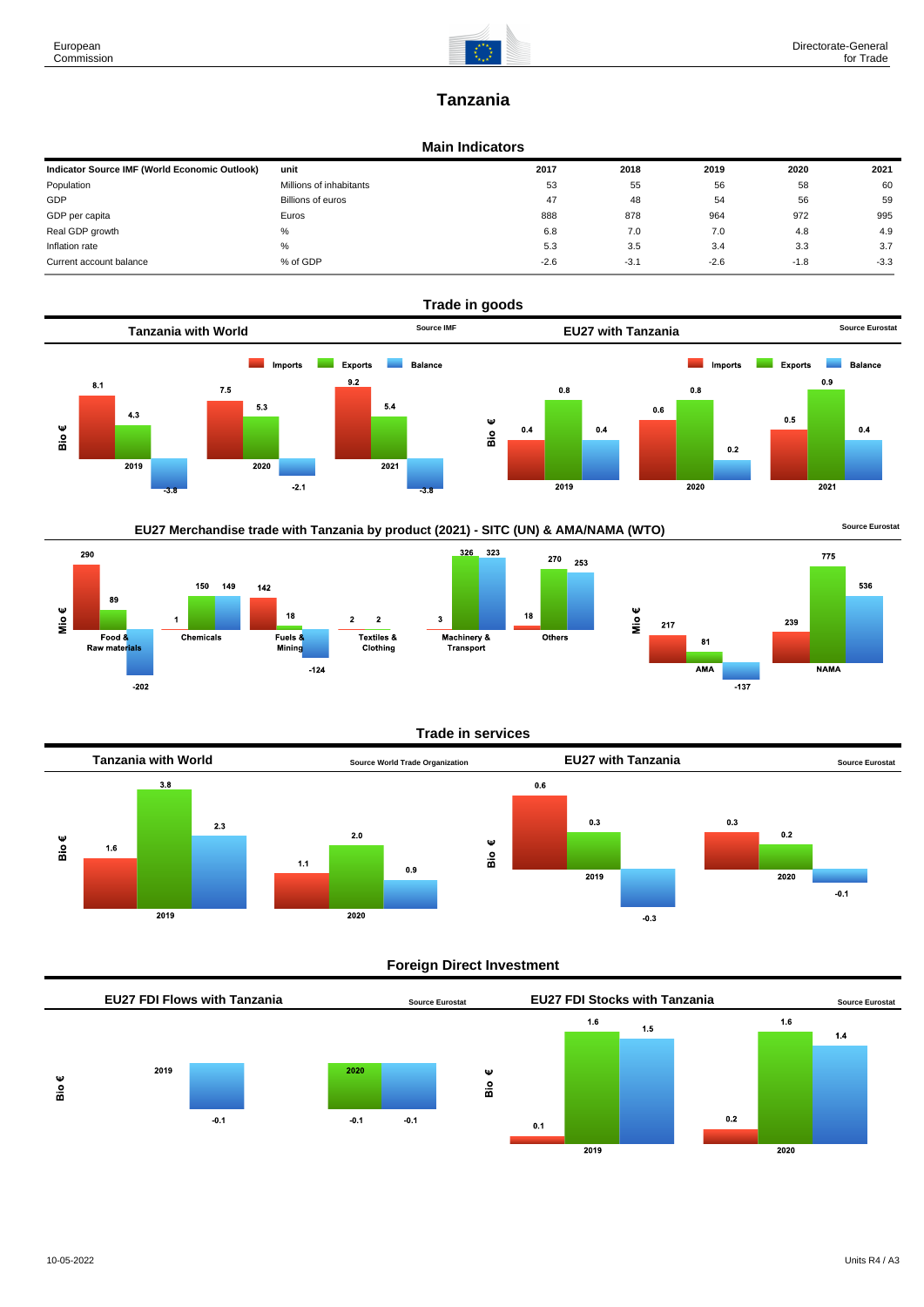European Commission

Directorate-General for Trade

# Tanzania

## Main Indicators

| Indicator Source IMF (World Economic Outlook) | unit | 2017 | 2018 | 2019 | 2020 | 2021 |
|---|---|---|---|---|---|---|
| Population | Millions of inhabitants | 53 | 55 | 56 | 58 | 60 |
| GDP | Billions of euros | 47 | 48 | 54 | 56 | 59 |
| GDP per capita | Euros | 888 | 878 | 964 | 972 | 995 |
| Real GDP growth | % | 6.8 | 7.0 | 7.0 | 4.8 | 4.9 |
| Inflation rate | % | 5.3 | 3.5 | 3.4 | 3.3 | 3.7 |
| Current account balance | % of GDP | -2.6 | -3.1 | -2.6 | -1.8 | -3.3 |

## Trade in goods

### Tanzania with World

Source IMF

Bio €

| | Imports | Exports | Balance |
|---|---|---|---|
| 2019 | 8.1 | 4.3 | -3.8 |
| 2020 | 7.5 | 5.3 | -2.1 |
| 2021 | 9.2 | 5.4 | -3.8 |

### EU27 with Tanzania

Source Eurostat

Bio €

| | Imports | Exports | Balance |
|---|---|---|---|
| 2019 | 0.4 | 0.8 | 0.4 |
| 2020 | 0.6 | 0.8 | 0.2 |
| 2021 | 0.5 | 0.9 | 0.4 |

### EU27 Merchandise trade with Tanzania by product (2021) - SITC (UN) & AMA/NAMA (WTO)

Source Eurostat

Mio €

| | Imports | Exports | Balance |
|---|---|---|---|
| Food & Raw materials | 290 | 89 | -202 |
| Chemicals | 1 | 150 | 149 |
| Fuels & Mining | 142 | 18 | -124 |
| Textiles & Clothing | | 2 | 2 |
| Machinery & Transport | 3 | 326 | 323 |
| Others | 18 | 270 | 253 |
| AMA | 217 | 81 | -137 |
| NAMA | 239 | 775 | 536 |

## Trade in services

### Tanzania with World

Source World Trade Organization

Bio €

| | Imports | Exports | Balance |
|---|---|---|---|
| 2019 | 1.6 | 3.8 | 2.3 |
| 2020 | 1.1 | 2.0 | 0.9 |

### EU27 with Tanzania

Source Eurostat

Bio €

| | Imports | Exports | Balance |
|---|---|---|---|
| 2019 | 0.6 | 0.3 | -0.3 |
| 2020 | 0.3 | 0.2 | -0.1 |

## Foreign Direct Investment

### EU27 FDI Flows with Tanzania

Source Eurostat

Bio €

| | Inward | Outward | Balance |
|---|---|---|---|
| 2019 | | | -0.1 |
| 2020 | | -0.1 | -0.1 |

### EU27 FDI Stocks with Tanzania

Source Eurostat

Bio €

| | Inward | Outward | Balance |
|---|---|---|---|
| 2019 | 0.1 | 1.6 | 1.5 |
| 2020 | 0.2 | 1.6 | 1.4 |

10-05-2022

Units R4 / A3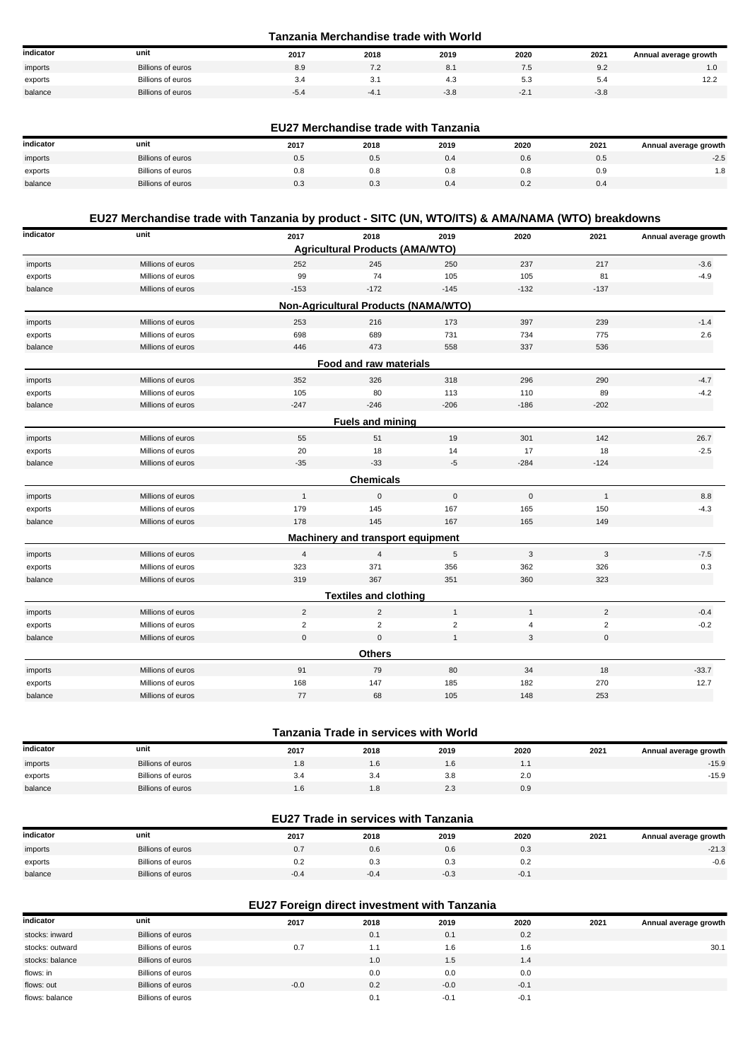## Tanzania Merchandise trade with World

| indicator | unit | 2017 | 2018 | 2019 | 2020 | 2021 | Annual average growth |
|---|---|---|---|---|---|---|---|
| imports | Billions of euros | 8.9 | 7.2 | 8.1 | 7.5 | 9.2 | 1.0 |
| exports | Billions of euros | 3.4 | 3.1 | 4.3 | 5.3 | 5.4 | 12.2 |
| balance | Billions of euros | -5.4 | -4.1 | -3.8 | -2.1 | -3.8 | |

## EU27 Merchandise trade with Tanzania

| indicator | unit | 2017 | 2018 | 2019 | 2020 | 2021 | Annual average growth |
|---|---|---|---|---|---|---|---|
| imports | Billions of euros | 0.5 | 0.5 | 0.4 | 0.6 | 0.5 | -2.5 |
| exports | Billions of euros | 0.8 | 0.8 | 0.8 | 0.8 | 0.9 | 1.8 |
| balance | Billions of euros | 0.3 | 0.3 | 0.4 | 0.2 | 0.4 | |

## EU27 Merchandise trade with Tanzania by product - SITC (UN, WTO/ITS) & AMA/NAMA (WTO) breakdowns

| indicator | unit | 2017 | 2018 | 2019 | 2020 | 2021 | Annual average growth |
|---|---|---|---|---|---|---|---|
| | | | **Agricultural Products (AMA/WTO)** | | | | |
| imports | Millions of euros | 252 | 245 | 250 | 237 | 217 | -3.6 |
| exports | Millions of euros | 99 | 74 | 105 | 105 | 81 | -4.9 |
| balance | Millions of euros | -153 | -172 | -145 | -132 | -137 | |
| | | | **Non-Agricultural Products (NAMA/WTO)** | | | | |
| imports | Millions of euros | 253 | 216 | 173 | 397 | 239 | -1.4 |
| exports | Millions of euros | 698 | 689 | 731 | 734 | 775 | 2.6 |
| balance | Millions of euros | 446 | 473 | 558 | 337 | 536 | |
| | | | **Food and raw materials** | | | | |
| imports | Millions of euros | 352 | 326 | 318 | 296 | 290 | -4.7 |
| exports | Millions of euros | 105 | 80 | 113 | 110 | 89 | -4.2 |
| balance | Millions of euros | -247 | -246 | -206 | -186 | -202 | |
| | | | **Fuels and mining** | | | | |
| imports | Millions of euros | 55 | 51 | 19 | 301 | 142 | 26.7 |
| exports | Millions of euros | 20 | 18 | 14 | 17 | 18 | -2.5 |
| balance | Millions of euros | -35 | -33 | -5 | -284 | -124 | |
| | | | **Chemicals** | | | | |
| imports | Millions of euros | 1 | 0 | 0 | 0 | 1 | 8.8 |
| exports | Millions of euros | 179 | 145 | 167 | 165 | 150 | -4.3 |
| balance | Millions of euros | 178 | 145 | 167 | 165 | 149 | |
| | | | **Machinery and transport equipment** | | | | |
| imports | Millions of euros | 4 | 4 | 5 | 3 | 3 | -7.5 |
| exports | Millions of euros | 323 | 371 | 356 | 362 | 326 | 0.3 |
| balance | Millions of euros | 319 | 367 | 351 | 360 | 323 | |
| | | | **Textiles and clothing** | | | | |
| imports | Millions of euros | 2 | 2 | 1 | 1 | 2 | -0.4 |
| exports | Millions of euros | 2 | 2 | 2 | 4 | 2 | -0.2 |
| balance | Millions of euros | 0 | 0 | 1 | 3 | 0 | |
| | | | **Others** | | | | |
| imports | Millions of euros | 91 | 79 | 80 | 34 | 18 | -33.7 |
| exports | Millions of euros | 168 | 147 | 185 | 182 | 270 | 12.7 |
| balance | Millions of euros | 77 | 68 | 105 | 148 | 253 | |

## Tanzania Trade in services with World

| indicator | unit | 2017 | 2018 | 2019 | 2020 | 2021 | Annual average growth |
|---|---|---|---|---|---|---|---|
| imports | Billions of euros | 1.8 | 1.6 | 1.6 | 1.1 | | -15.9 |
| exports | Billions of euros | 3.4 | 3.4 | 3.8 | 2.0 | | -15.9 |
| balance | Billions of euros | 1.6 | 1.8 | 2.3 | 0.9 | | |

## EU27 Trade in services with Tanzania

| indicator | unit | 2017 | 2018 | 2019 | 2020 | 2021 | Annual average growth |
|---|---|---|---|---|---|---|---|
| imports | Billions of euros | 0.7 | 0.6 | 0.6 | 0.3 | | -21.3 |
| exports | Billions of euros | 0.2 | 0.3 | 0.3 | 0.2 | | -0.6 |
| balance | Billions of euros | -0.4 | -0.4 | -0.3 | -0.1 | | |

## EU27 Foreign direct investment with Tanzania

| indicator | unit | 2017 | 2018 | 2019 | 2020 | 2021 | Annual average growth |
|---|---|---|---|---|---|---|---|
| stocks: inward | Billions of euros | | 0.1 | 0.1 | 0.2 | | |
| stocks: outward | Billions of euros | 0.7 | 1.1 | 1.6 | 1.6 | | 30.1 |
| stocks: balance | Billions of euros | | 1.0 | 1.5 | 1.4 | | |
| flows: in | Billions of euros | | 0.0 | 0.0 | 0.0 | | |
| flows: out | Billions of euros | -0.0 | 0.2 | -0.0 | -0.1 | | |
| flows: balance | Billions of euros | | 0.1 | -0.1 | -0.1 | | |